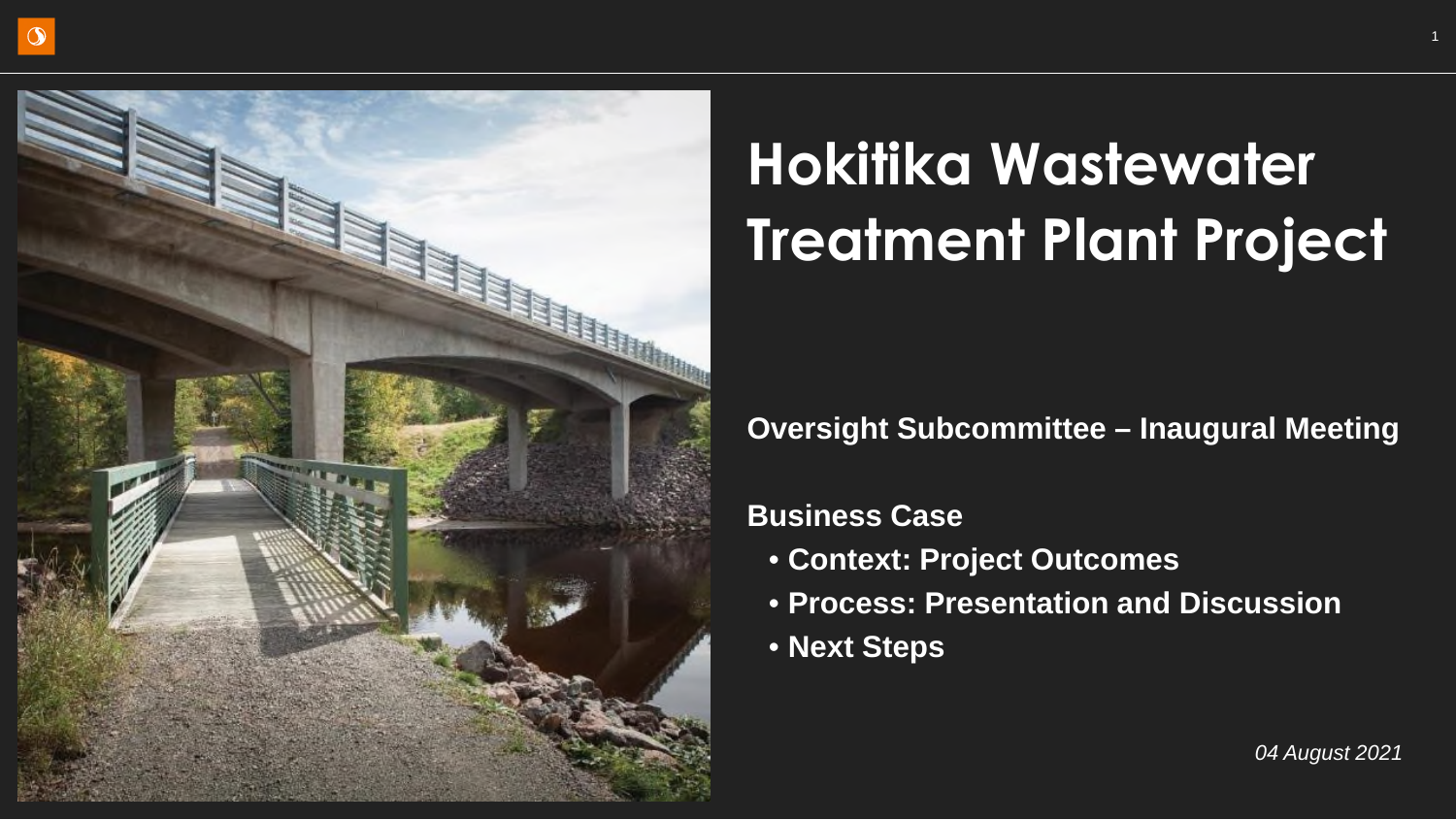# Hokitika Wastewater Treatment Plant Project

**Oversight Subcommittee – Inaugural Meeting**

**Business Case**

- **Context: Project Outcomes**
- **Process: Presentation and Discussion**
- **Next Steps**

*04 August 2021*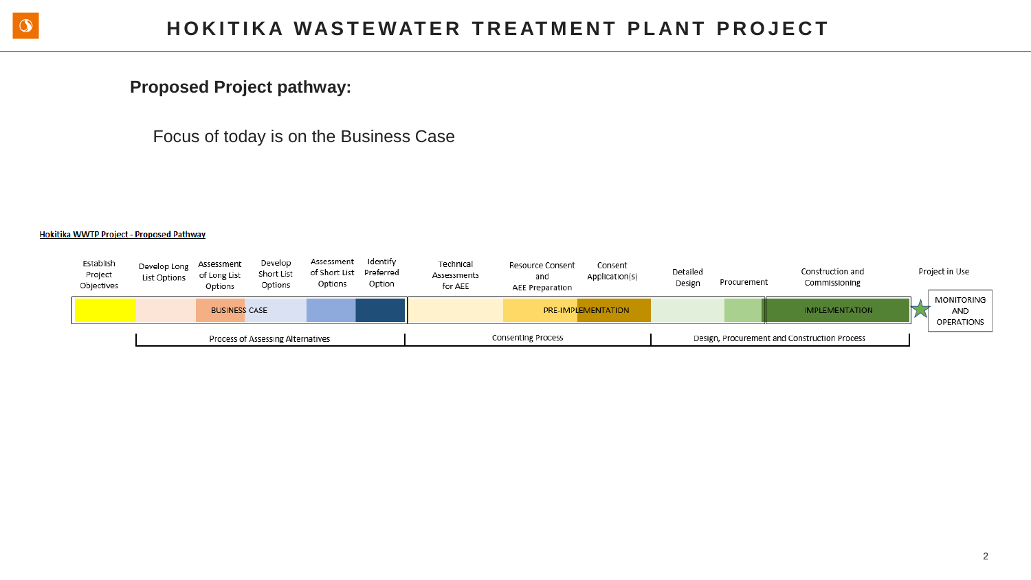**Proposed Project pathway:**

Focus of today is on the Business Case

**Hokitika WWTP Project - Proposed Pathway**

| Establish Project Objectives | Develop Long List Options | Assessment of Long List Options | Develop Short List Options | Assessment of Short List Options | Identify Preferred Option | Technical Assessments for AEE | Resource Consent and AEE Preparation | Consent Application(s) | Detailed Design | Procurement | Construction and Commissioning | Project in Use |
|---|---|---|---|---|---|---|---|---|---|---|---|---|
| BUSINESS CASE | | | | | | PRE-IMPLEMENTATION | | | | | IMPLEMENTATION | MONITORING AND OPERATIONS |
| | Process of Assessing Alternatives | | | | | Consenting Process | | | Design, Procurement and Construction Process | | | |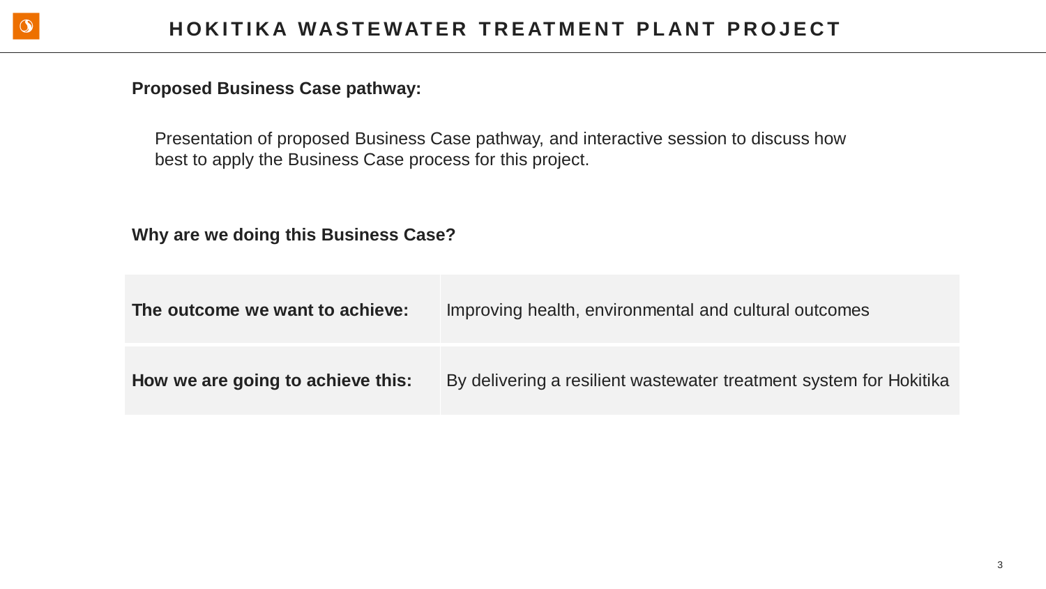**Proposed Business Case pathway:**

Presentation of proposed Business Case pathway, and interactive session to discuss how best to apply the Business Case process for this project.

**Why are we doing this Business Case?**

| | |
|---|---|
| **The outcome we want to achieve:** | Improving health, environmental and cultural outcomes |
| **How we are going to achieve this:** | By delivering a resilient wastewater treatment system for Hokitika |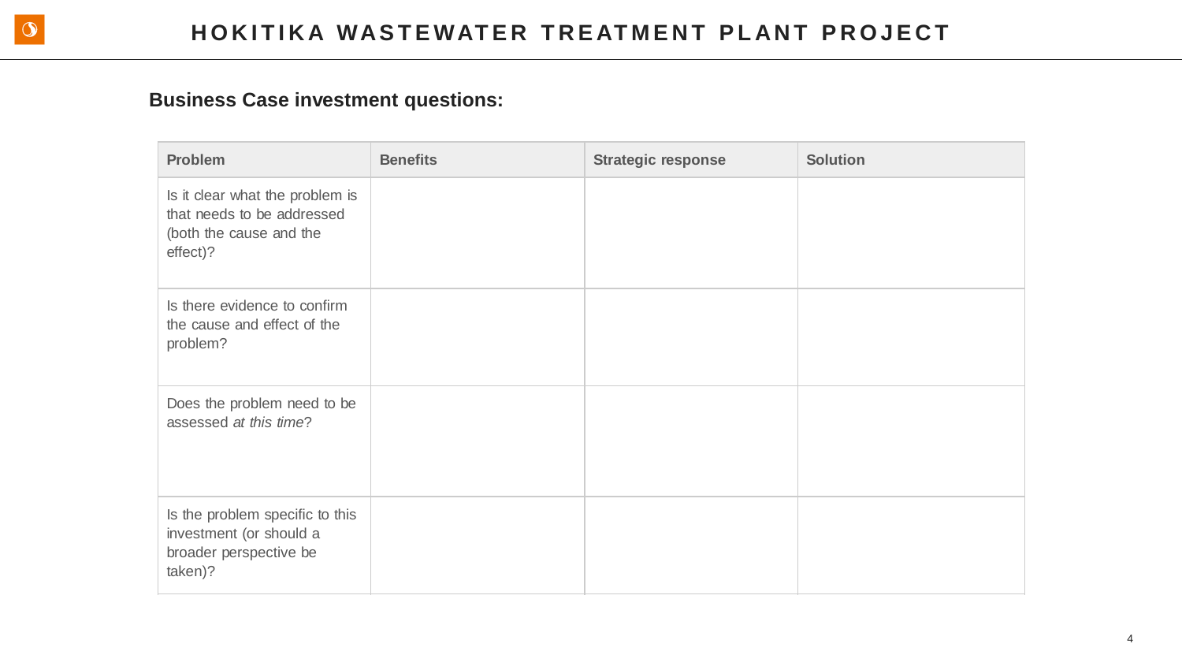## Business Case investment questions:

| Problem | Benefits | Strategic response | Solution |
|---|---|---|---|
| Is it clear what the problem is that needs to be addressed (both the cause and the effect)? | | | |
| Is there evidence to confirm the cause and effect of the problem? | | | |
| Does the problem need to be assessed *at this time*? | | | |
| Is the problem specific to this investment (or should a broader perspective be taken)? | | | |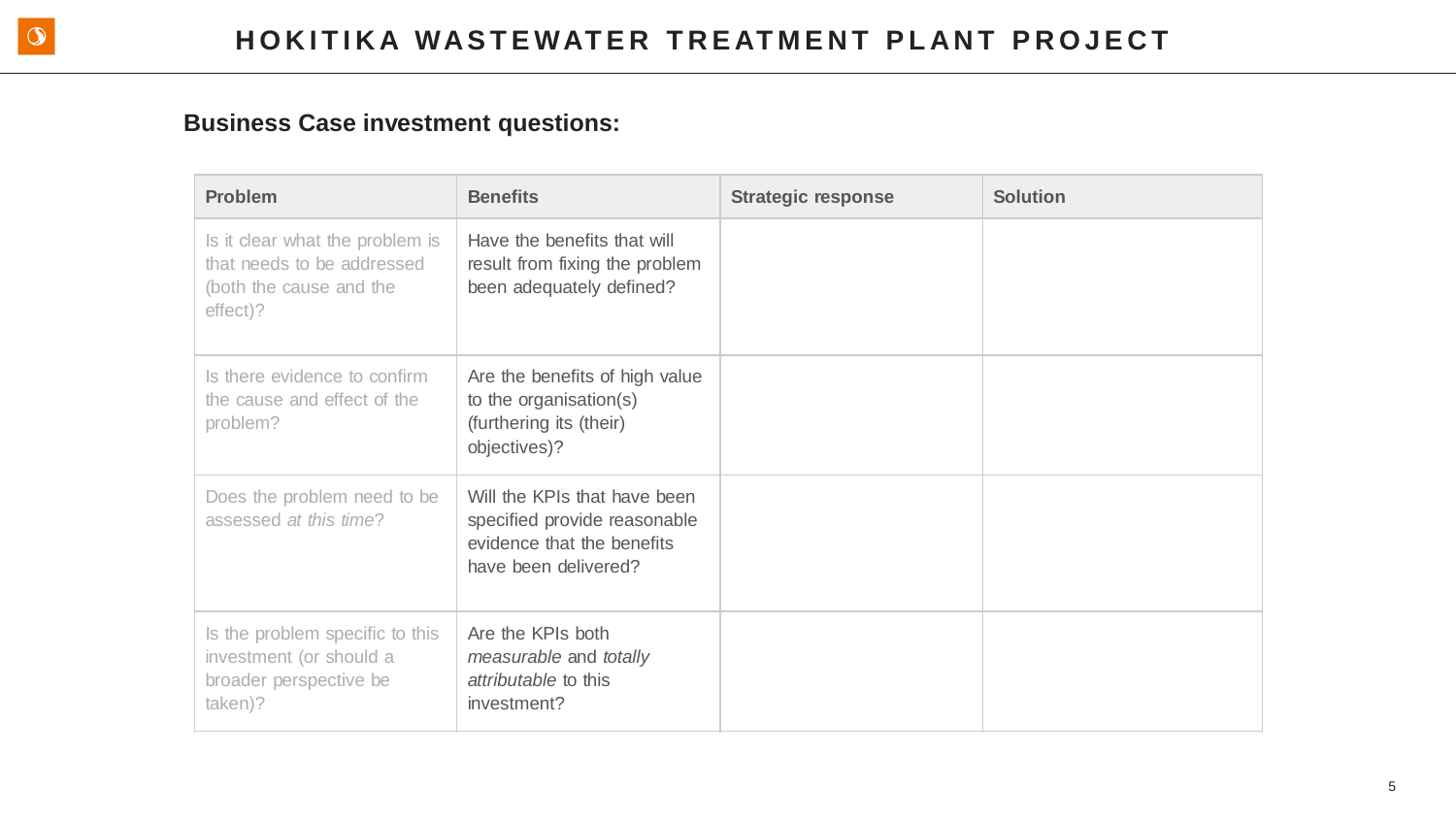## Business Case investment questions:

| Problem | Benefits | Strategic response | Solution |
| --- | --- | --- | --- |
| Is it clear what the problem is that needs to be addressed (both the cause and the effect)? | Have the benefits that will result from fixing the problem been adequately defined? | | |
| Is there evidence to confirm the cause and effect of the problem? | Are the benefits of high value to the organisation(s) (furthering its (their) objectives)? | | |
| Does the problem need to be assessed *at this time*? | Will the KPIs that have been specified provide reasonable evidence that the benefits have been delivered? | | |
| Is the problem specific to this investment (or should a broader perspective be taken)? | Are the KPIs both *measurable* and *totally attributable* to this investment? | | |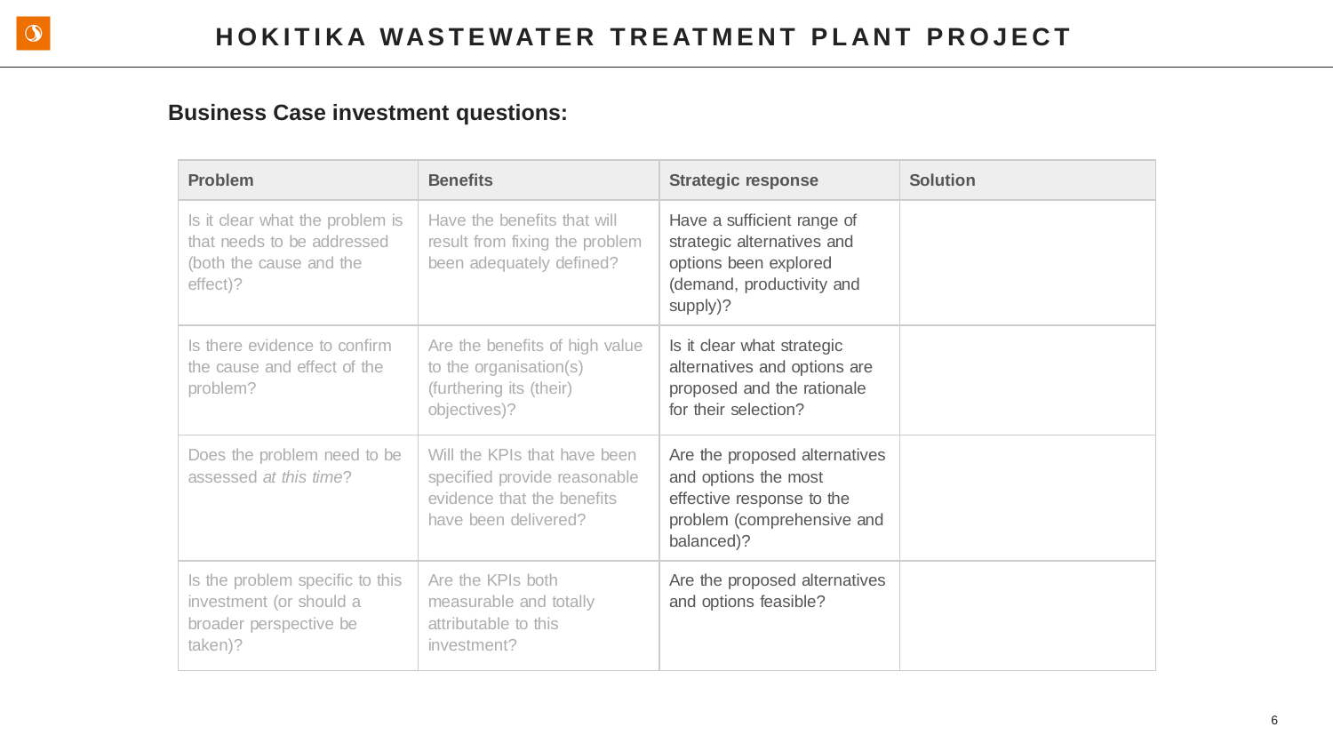## Business Case investment questions:

| Problem | Benefits | Strategic response | Solution |
| --- | --- | --- | --- |
| Is it clear what the problem is that needs to be addressed (both the cause and the effect)? | Have the benefits that will result from fixing the problem been adequately defined? | Have a sufficient range of strategic alternatives and options been explored (demand, productivity and supply)? | |
| Is there evidence to confirm the cause and effect of the problem? | Are the benefits of high value to the organisation(s) (furthering its (their) objectives)? | Is it clear what strategic alternatives and options are proposed and the rationale for their selection? | |
| Does the problem need to be assessed *at this time*? | Will the KPIs that have been specified provide reasonable evidence that the benefits have been delivered? | Are the proposed alternatives and options the most effective response to the problem (comprehensive and balanced)? | |
| Is the problem specific to this investment (or should a broader perspective be taken)? | Are the KPIs both measurable and totally attributable to this investment? | Are the proposed alternatives and options feasible? | |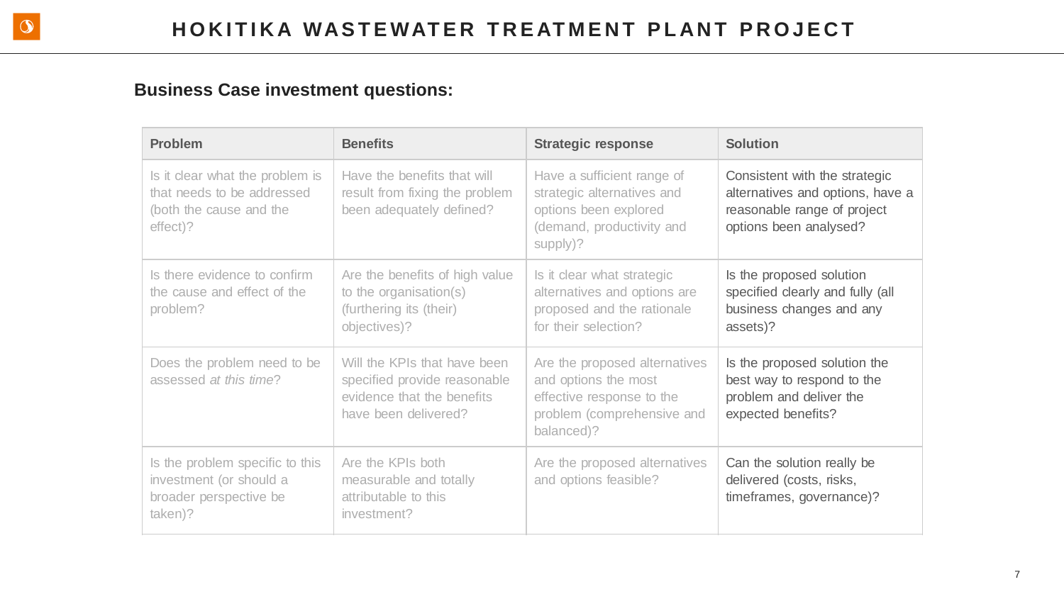# HOKITIKA WASTEWATER TREATMENT PLANT PROJECT

## Business Case investment questions:

| Problem | Benefits | Strategic response | Solution |
| --- | --- | --- | --- |
| Is it clear what the problem is that needs to be addressed (both the cause and the effect)? | Have the benefits that will result from fixing the problem been adequately defined? | Have a sufficient range of strategic alternatives and options been explored (demand, productivity and supply)? | Consistent with the strategic alternatives and options, have a reasonable range of project options been analysed? |
| Is there evidence to confirm the cause and effect of the problem? | Are the benefits of high value to the organisation(s) (furthering its (their) objectives)? | Is it clear what strategic alternatives and options are proposed and the rationale for their selection? | Is the proposed solution specified clearly and fully (all business changes and any assets)? |
| Does the problem need to be assessed *at this time*? | Will the KPIs that have been specified provide reasonable evidence that the benefits have been delivered? | Are the proposed alternatives and options the most effective response to the problem (comprehensive and balanced)? | Is the proposed solution the best way to respond to the problem and deliver the expected benefits? |
| Is the problem specific to this investment (or should a broader perspective be taken)? | Are the KPIs both measurable and totally attributable to this investment? | Are the proposed alternatives and options feasible? | Can the solution really be delivered (costs, risks, timeframes, governance)? |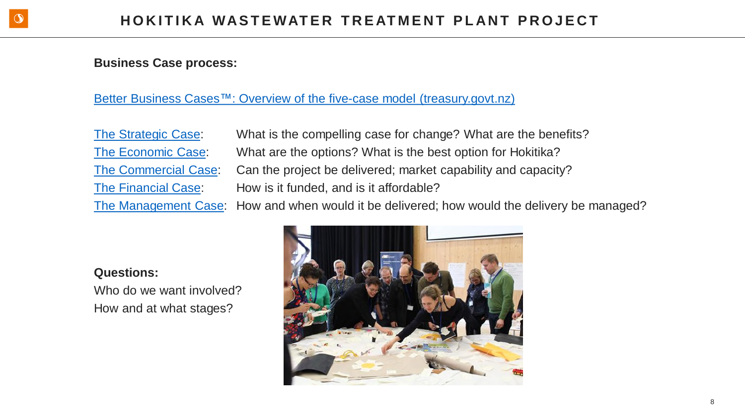**Business Case process:**

Better Business Cases™: Overview of the five-case model (treasury.govt.nz)

| | |
|---|---|
| The Strategic Case: | What is the compelling case for change? What are the benefits? |
| The Economic Case: | What are the options? What is the best option for Hokitika? |
| The Commercial Case: | Can the project be delivered; market capability and capacity? |
| The Financial Case: | How is it funded, and is it affordable? |
| The Management Case: | How and when would it be delivered; how would the delivery be managed? |

**Questions:**

Who do we want involved?

How and at what stages?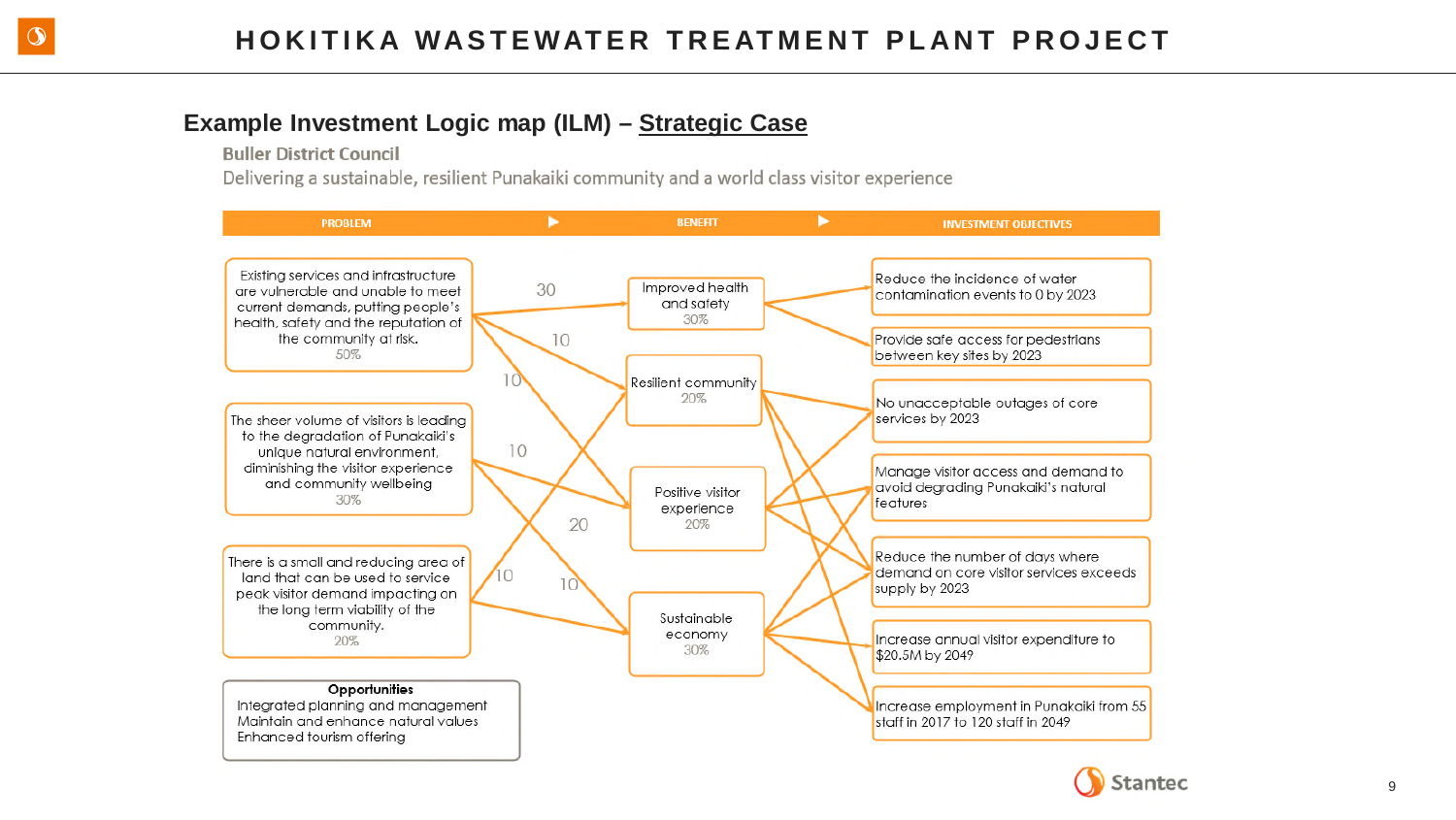## Example Investment Logic map (ILM) – Strategic Case

**Buller District Council**

Delivering a sustainable, resilient Punakaiki community and a world class visitor experience

**PROBLEM**

- Existing services and infrastructure are vulnerable and unable to meet current demands, putting people's health, safety and the reputation of the community at risk. 50%
- The sheer volume of visitors is leading to the degradation of Punakaiki's unique natural environment, diminishing the visitor experience and community wellbeing 30%
- There is a small and reducing area of land that can be used to service peak visitor demand impacting on the long term viability of the community. 20%

**Opportunities**

- Integrated planning and management
- Maintain and enhance natural values
- Enhanced tourism offering

**BENEFIT**

- Improved health and safety 30%
- Resilient community 20%
- Positive visitor experience 20%
- Sustainable economy 30%

**INVESTMENT OBJECTIVES**

- Reduce the incidence of water contamination events to 0 by 2023
- Provide safe access for pedestrians between key sites by 2023
- No unacceptable outages of core services by 2023
- Manage visitor access and demand to avoid degrading Punakaiki's natural features
- Reduce the number of days where demand on core visitor services exceeds supply by 2023
- Increase annual visitor expenditure to $20.5M by 2049
- Increase employment in Punakaiki from 55 staff in 2017 to 120 staff in 2049

Link weightings shown on the map: 30, 10, 10, 10, 20, 10, 10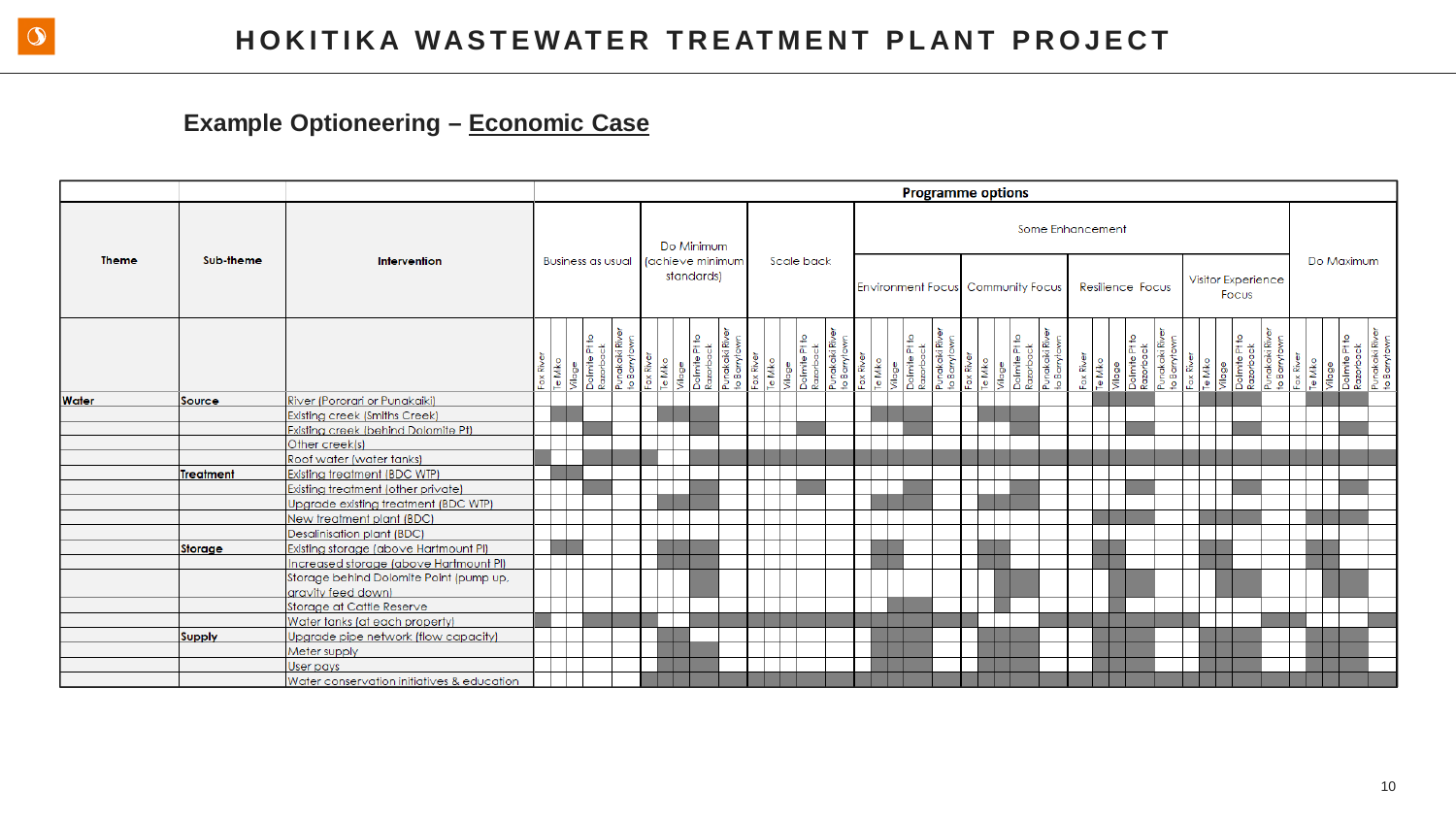## Example Optioneering – Economic Case

| Theme | Sub-theme | Intervention | Programme options | | | | | | | | | | | | | | | | | | | | | | | | | | | | | | | | | | |
|---|---|---|---|---|---|---|---|---|---|---|---|---|---|---|---|---|---|---|---|---|---|---|---|---|---|---|---|---|---|---|---|---|---|---|---|---|---|
| | | | Business as usual | | | | | Do Minimum (achieve minimum standards) | | | | | Scale back | | | | | Some Enhancement | | | | | | | | | | | | | | | | | | | | Do Maximum | | | | |
| | | | | | | | | | | | | | | | | | | Environment Focus | | | | | Community Focus | | | | | Resilience Focus | | | | | Visitor Experience Focus | | | | | | | | | |
| | | | Fox River | Te Miko | Village | Dolmite Pt to Razorback | Punakaiki River to Barrytown | Fox River | Te Miko | Village | Dolmite Pt to Razorback | Punakaiki River to Barrytown | Fox River | Te Miko | Village | Dolmite Pt to Razorback | Punakaiki River to Barrytown | Fox River | Te Miko | Village | Dolmite Pt to Razorback | Punakaiki River to Barrytown | Fox River | Te Miko | Village | Dolmite Pt to Razorback | Punakaiki River to Barrytown | Fox River | Te Miko | Village | Dolmite Pt to Razorback | Punakaiki River to Barrytown | Fox River | Te Miko | Village | Dolmite Pt to Razorback | Punakaiki River to Barrytown | Fox River | Te Miko | Village | Dolmite Pt to Razorback | Punakaiki River to Barrytown |
| Water | Source | River (Pororari or Punakaiki) | | | | | | | | | | | | | | | | | | | | | | | | | | | | | | | | | | | | | | | | | |
| | | Existing creek (Smiths Creek) | | | | | | | | | | | | | | | | | | | | | | | | | | | | | | | | | | | | | | | | | |
| | | Existing creek (behind Dolomite Pt) | | | | | | | | | | | | | | | | | | | | | | | | | | | | | | | | | | | | | | | | | |
| | | Other creek(s) | | | | | | | | | | | | | | | | | | | | | | | | | | | | | | | | | | | | | | | | | |
| | | Roof water (water tanks) | | | | | | | | | | | | | | | | | | | | | | | | | | | | | | | | | | | | | | | | | |
| | Treatment | Existing treatment (BDC WTP) | | | | | | | | | | | | | | | | | | | | | | | | | | | | | | | | | | | | | | | | | |
| | | Existing treatment (other private) | | | | | | | | | | | | | | | | | | | | | | | | | | | | | | | | | | | | | | | | | |
| | | Upgrade existing treatment (BDC WTP) | | | | | | | | | | | | | | | | | | | | | | | | | | | | | | | | | | | | | | | | | |
| | | New treatment plant (BDC) | | | | | | | | | | | | | | | | | | | | | | | | | | | | | | | | | | | | | | | | | |
| | | Desalinisation plant (BDC) | | | | | | | | | | | | | | | | | | | | | | | | | | | | | | | | | | | | | | | | | |
| | Storage | Existing storage (above Hartmount Pl) | | | | | | | | | | | | | | | | | | | | | | | | | | | | | | | | | | | | | | | | | |
| | | Increased storage (above Hartmount Pl) | | | | | | | | | | | | | | | | | | | | | | | | | | | | | | | | | | | | | | | | | |
| | | Storage behind Dolomite Point (pump up, gravity feed down) | | | | | | | | | | | | | | | | | | | | | | | | | | | | | | | | | | | | | | | | | |
| | | Storage at Cattle Reserve | | | | | | | | | | | | | | | | | | | | | | | | | | | | | | | | | | | | | | | | | |
| | | Water tanks (at each property) | | | | | | | | | | | | | | | | | | | | | | | | | | | | | | | | | | | | | | | | | |
| | Supply | Upgrade pipe network (flow capacity) | | | | | | | | | | | | | | | | | | | | | | | | | | | | | | | | | | | | | | | | | |
| | | Meter supply | | | | | | | | | | | | | | | | | | | | | | | | | | | | | | | | | | | | | | | | | |
| | | User pays | | | | | | | | | | | | | | | | | | | | | | | | | | | | | | | | | | | | | | | | | |
| | | Water conservation initiatives & education | | | | | | | | | | | | | | | | | | | | | | | | | | | | | | | | | | | | | | | | | |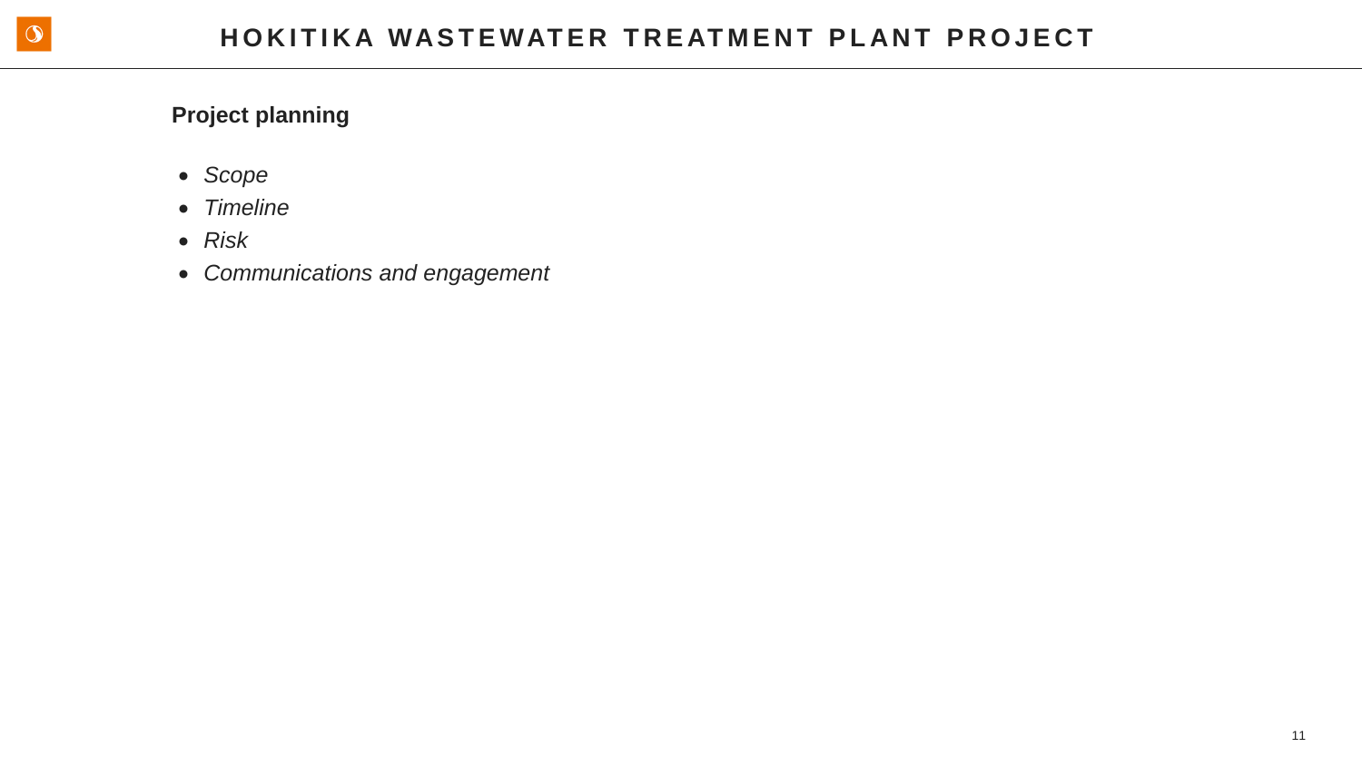## Project planning

- *Scope*
- *Timeline*
- *Risk*
- *Communications and engagement*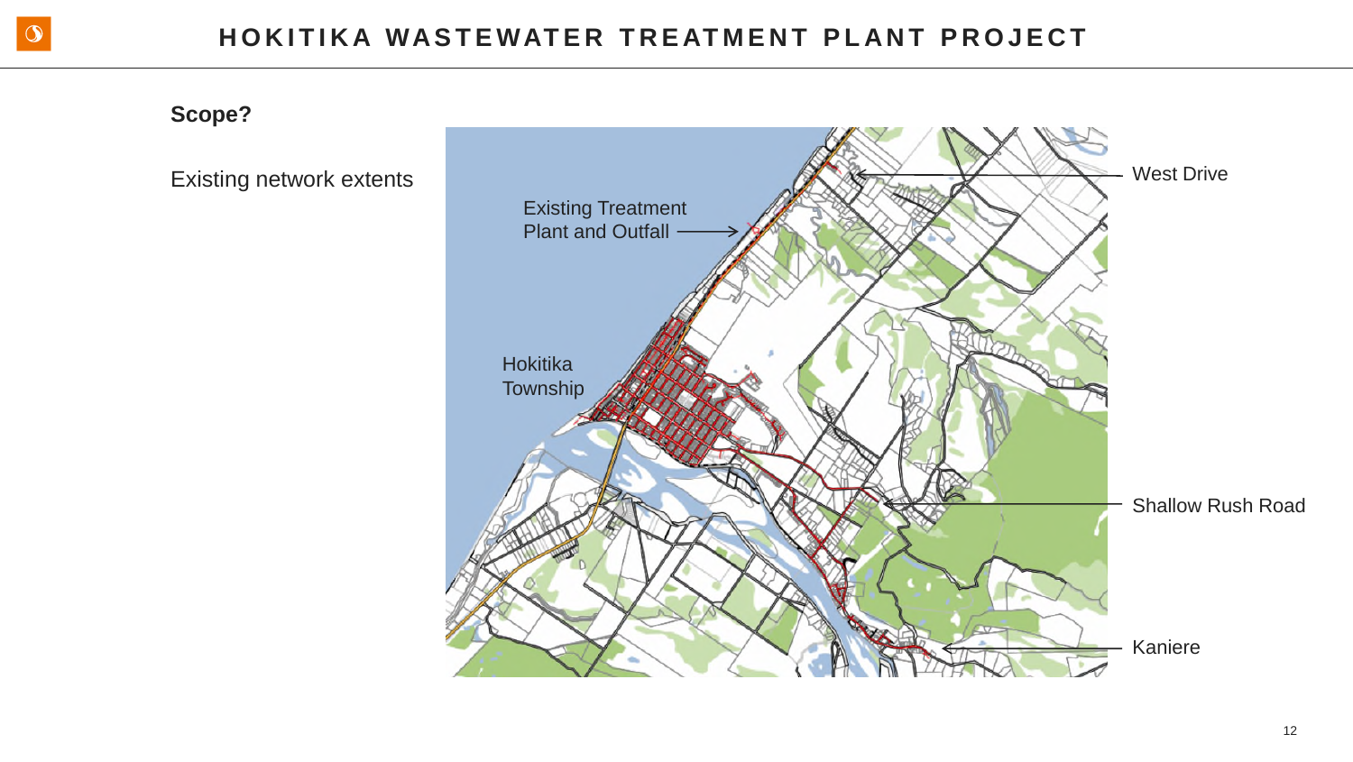## Scope?

Existing network extents

Existing Treatment Plant and Outfall

Hokitika Township

West Drive

Shallow Rush Road

Kaniere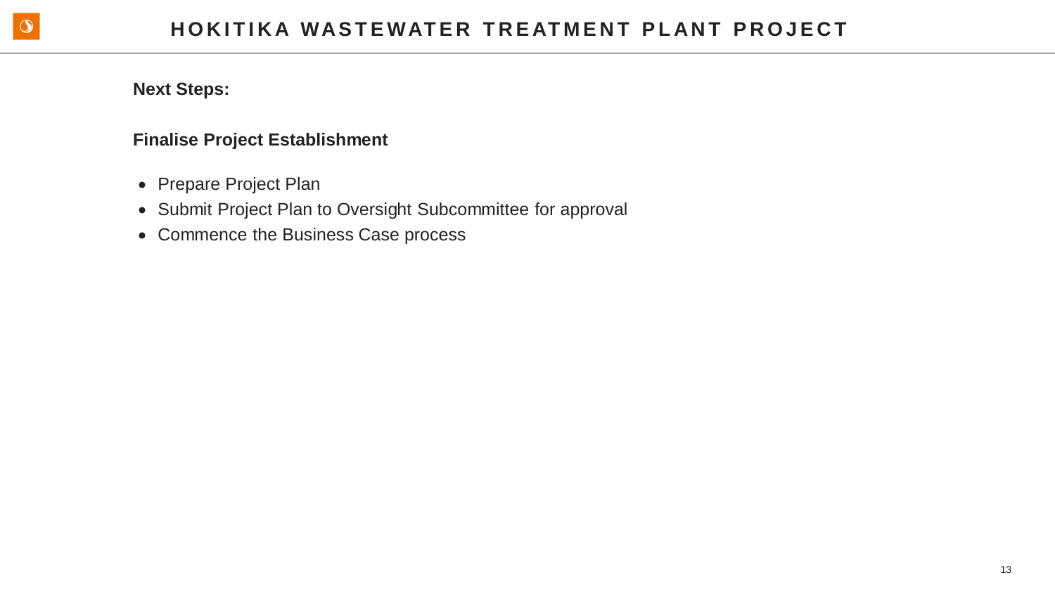# HOKITIKA WASTEWATER TREATMENT PLANT PROJECT

**Next Steps:**

**Finalise Project Establishment**

- Prepare Project Plan
- Submit Project Plan to Oversight Subcommittee for approval
- Commence the Business Case process